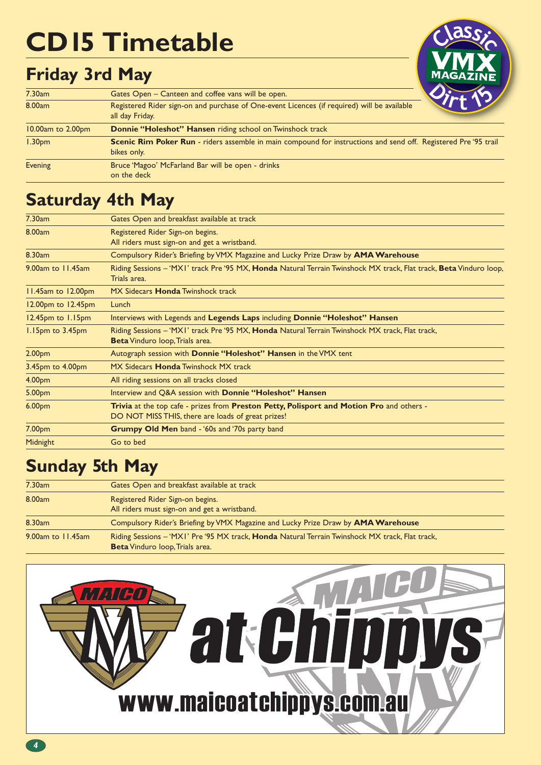# CD15 Timetable

## Friday 3rd May

| | |
|---|---|
| 7.30am | Gates Open – Canteen and coffee vans will be open. |
| 8.00am | Registered Rider sign-on and purchase of One-event Licences (if required) will be available all day Friday. |
| 10.00am to 2.00pm | **Donnie "Holeshot" Hansen** riding school on Twinshock track |
| 1.30pm | **Scenic Rim Poker Run** - riders assemble in main compound for instructions and send off. Registered Pre '95 trail bikes only. |
| Evening | Bruce 'Magoo' McFarland Bar will be open - drinks on the deck |

## Saturday 4th May

| | |
|---|---|
| 7.30am | Gates Open and breakfast available at track |
| 8.00am | Registered Rider Sign-on begins. All riders must sign-on and get a wristband. |
| 8.30am | Compulsory Rider's Briefing by VMX Magazine and Lucky Prize Draw by **AMA Warehouse** |
| 9.00am to 11.45am | Riding Sessions – 'MX1' track Pre '95 MX, **Honda** Natural Terrain Twinshock MX track, Flat track, **Beta** Vinduro loop, Trials area. |
| 11.45am to 12.00pm | MX Sidecars **Honda** Twinshock track |
| 12.00pm to 12.45pm | Lunch |
| 12.45pm to 1.15pm | Interviews with Legends and **Legends Laps** including **Donnie "Holeshot" Hansen** |
| 1.15pm to 3.45pm | Riding Sessions – 'MX1' track Pre '95 MX, **Honda** Natural Terrain Twinshock MX track, Flat track, **Beta** Vinduro loop, Trials area. |
| 2.00pm | Autograph session with **Donnie "Holeshot" Hansen** in the VMX tent |
| 3.45pm to 4.00pm | MX Sidecars **Honda** Twinshock MX track |
| 4.00pm | All riding sessions on all tracks closed |
| 5.00pm | Interview and Q&A session with **Donnie "Holeshot" Hansen** |
| 6.00pm | **Trivia** at the top cafe - prizes from **Preston Petty, Polisport and Motion Pro** and others - DO NOT MISS THIS, there are loads of great prizes! |
| 7.00pm | **Grumpy Old Men** band - '60s and '70s party band |
| Midnight | Go to bed |

## Sunday 5th May

| | |
|---|---|
| 7.30am | Gates Open and breakfast available at track |
| 8.00am | Registered Rider Sign-on begins. All riders must sign-on and get a wristband. |
| 8.30am | Compulsory Rider's Briefing by VMX Magazine and Lucky Prize Draw by **AMA Warehouse** |
| 9.00am to 11.45am | Riding Sessions – 'MX1' Pre '95 MX track, **Honda** Natural Terrain Twinshock MX track, Flat track, **Beta** Vinduro loop, Trials area. |

MAICO at Chippys

www.maicoatchippys.com.au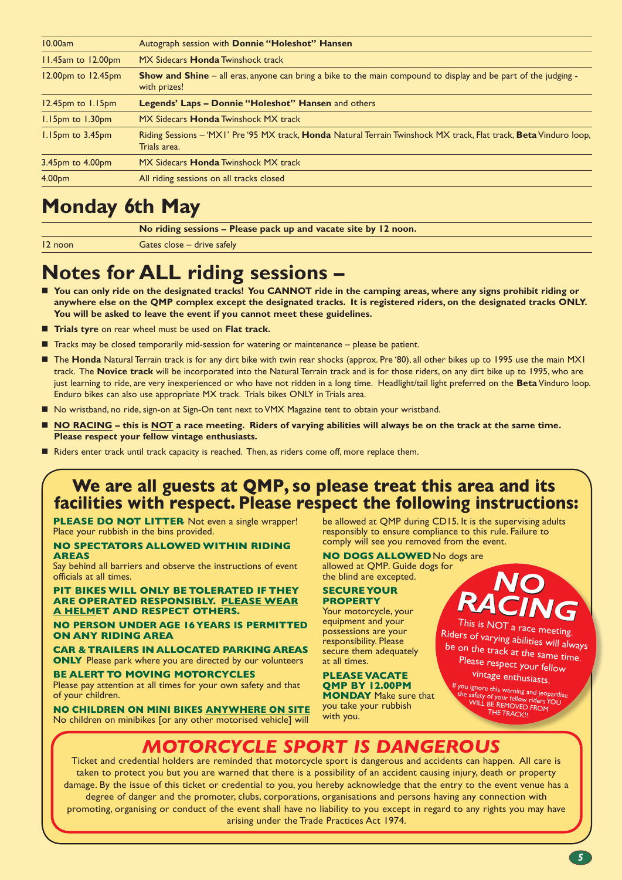| | |
|---|---|
| 10.00am | Autograph session with **Donnie "Holeshot" Hansen** |
| 11.45am to 12.00pm | MX Sidecars **Honda** Twinshock track |
| 12.00pm to 12.45pm | **Show and Shine** – all eras, anyone can bring a bike to the main compound to display and be part of the judging - with prizes! |
| 12.45pm to 1.15pm | **Legends' Laps – Donnie "Holeshot" Hansen** and others |
| 1.15pm to 1.30pm | MX Sidecars **Honda** Twinshock MX track |
| 1.15pm to 3.45pm | Riding Sessions – 'MX1' Pre '95 MX track, **Honda** Natural Terrain Twinshock MX track, Flat track, **Beta** Vinduro loop, Trials area. |
| 3.45pm to 4.00pm | MX Sidecars **Honda** Twinshock MX track |
| 4.00pm | All riding sessions on all tracks closed |

## Monday 6th May

| | |
|---|---|
| | **No riding sessions – Please pack up and vacate site by 12 noon.** |
| 12 noon | Gates close – drive safely |

## Notes for ALL riding sessions –

- **You can only ride on the designated tracks! You CANNOT ride in the camping areas, where any signs prohibit riding or anywhere else on the QMP complex except the designated tracks. It is registered riders, on the designated tracks ONLY. You will be asked to leave the event if you cannot meet these guidelines.**
- **Trials tyre** on rear wheel must be used on **Flat track.**
- Tracks may be closed temporarily mid-session for watering or maintenance – please be patient.
- The **Honda** Natural Terrain track is for any dirt bike with twin rear shocks (approx. Pre '80), all other bikes up to 1995 use the main MX1 track. The **Novice track** will be incorporated into the Natural Terrain track and is for those riders, on any dirt bike up to 1995, who are just learning to ride, are very inexperienced or who have not ridden in a long time. Headlight/tail light preferred on the **Beta** Vinduro loop. Enduro bikes can also use appropriate MX track. Trials bikes ONLY in Trials area.
- No wristband, no ride, sign-on at Sign-On tent next to VMX Magazine tent to obtain your wristband.
- **NO RACING – this is NOT a race meeting. Riders of varying abilities will always be on the track at the same time. Please respect your fellow vintage enthusiasts.**
- Riders enter track until track capacity is reached. Then, as riders come off, more replace them.

## We are all guests at QMP, so please treat this area and its facilities with respect. Please respect the following instructions:

**PLEASE DO NOT LITTER** Not even a single wrapper! Place your rubbish in the bins provided.

**NO SPECTATORS ALLOWED WITHIN RIDING AREAS**
Say behind all barriers and observe the instructions of event officials at all times.

**PIT BIKES WILL ONLY BE TOLERATED IF THEY ARE OPERATED RESPONSIBLY. PLEASE WEAR A HELMET AND RESPECT OTHERS.**

**NO PERSON UNDER AGE 16 YEARS IS PERMITTED ON ANY RIDING AREA**

**CAR & TRAILERS IN ALLOCATED PARKING AREAS ONLY** Please park where you are directed by our volunteers

**BE ALERT TO MOVING MOTORCYCLES**
Please pay attention at all times for your own safety and that of your children.

**NO CHILDREN ON MINI BIKES ANYWHERE ON SITE**
No children on minibikes [or any other motorised vehicle] will be allowed at QMP during CD15. It is the supervising adults responsibly to ensure compliance to this rule. Failure to comply will see you removed from the event.

**NO DOGS ALLOWED** No dogs are allowed at QMP. Guide dogs for the blind are excepted.

**SECURE YOUR PROPERTY**
Your motorcycle, your equipment and your possessions are your responsibility. Please secure them adequately at all times.

**PLEASE VACATE QMP BY 12.00PM MONDAY** Make sure that you take your rubbish with you.

**NO RACING**
This is NOT a race meeting. Riders of varying abilities will always be on the track at the same time. Please respect your fellow vintage enthusiasts.
If you ignore this warning and jeopardise the safety of your fellow riders YOU WILL BE REMOVED FROM THE TRACK!!

## *MOTORCYCLE SPORT IS DANGEROUS*

Ticket and credential holders are reminded that motorcycle sport is dangerous and accidents can happen. All care is taken to protect you but you are warned that there is a possibility of an accident causing injury, death or property damage. By the issue of this ticket or credential to you, you hereby acknowledge that the entry to the event venue has a degree of danger and the promoter, clubs, corporations, organisations and persons having any connection with promoting, organising or conduct of the event shall have no liability to you except in regard to any rights you may have arising under the Trade Practices Act 1974.